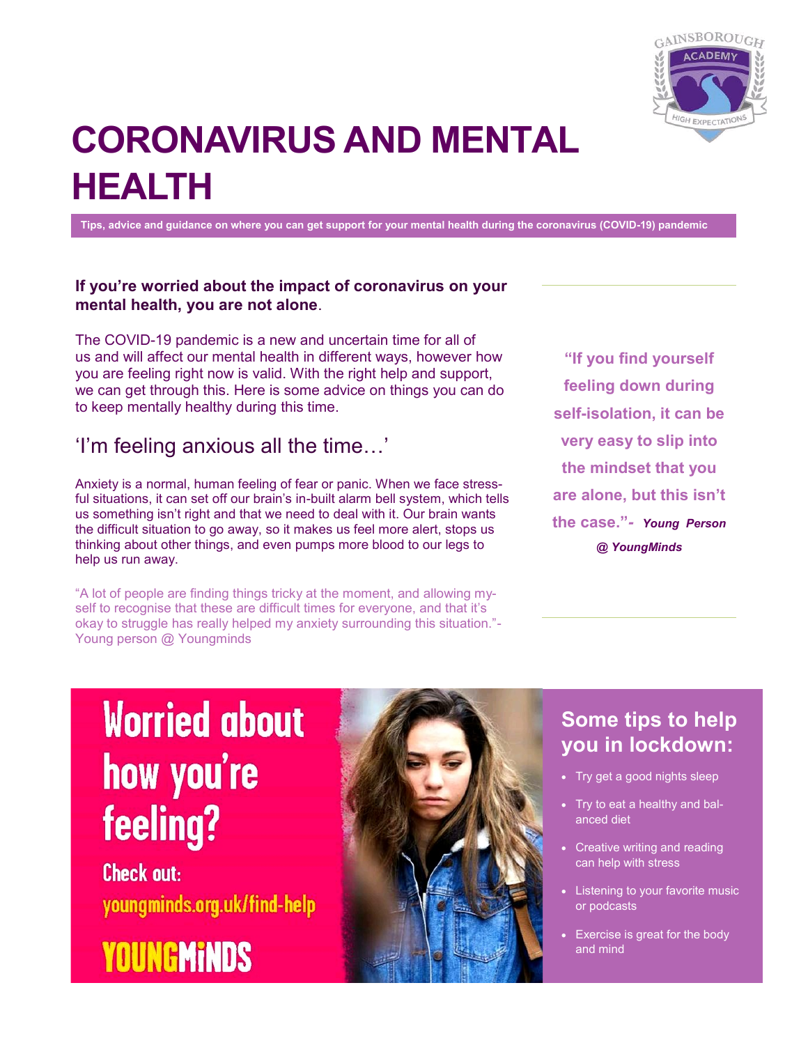# CORONAVIRUS AND MENTAL HEALTH

Tips, advice and guidance on where you can get support for your mental health during the coronavirus (COVID-19) pandemic

**If you're worried about the impact of coronavirus on your mental health, you are not alone**.

The COVID-19 pandemic is a new and uncertain time for all of us and will affect our mental health in different ways, however how you are feeling right now is valid. With the right help and support, we can get through this. Here is some advice on things you can do to keep mentally healthy during this time.

## 'I'm feeling anxious all the time…'

Anxiety is a normal, human feeling of fear or panic. When we face stressful situations, it can set off our brain's in-built alarm bell system, which tells us something isn't right and that we need to deal with it. Our brain wants the difficult situation to go away, so it makes us feel more alert, stops us thinking about other things, and even pumps more blood to our legs to help us run away.

"A lot of people are finding things tricky at the moment, and allowing myself to recognise that these are difficult times for everyone, and that it's okay to struggle has really helped my anxiety surrounding this situation."- Young person @ Youngminds

**"If you find yourself feeling down during self-isolation, it can be very easy to slip into the mindset that you are alone, but this isn't the case."-** ***Young Person @ YoungMinds***

**Worried about how you're feeling?**

Check out: youngminds.org.uk/find-help

YOUNGMINDS

## Some tips to help you in lockdown:

- Try get a good nights sleep
- Try to eat a healthy and balanced diet
- Creative writing and reading can help with stress
- Listening to your favorite music or podcasts
- Exercise is great for the body and mind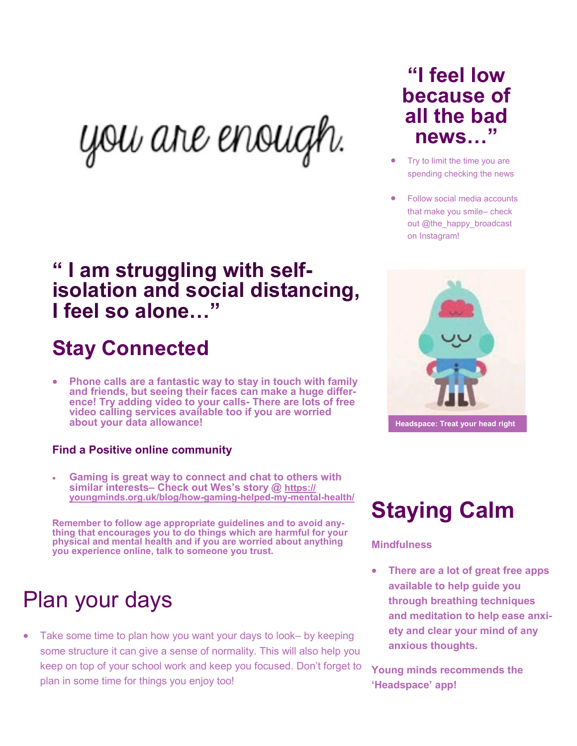you are enough.

## "I feel low because of all the bad news…"

- Try to limit the time you are spending checking the news
- Follow social media accounts that make you smile– check out @the_happy_broadcast on Instagram!

## " I am struggling with self-isolation and social distancing, I feel so alone…"

## Stay Connected

- **Phone calls are a fantastic way to stay in touch with family and friends, but seeing their faces can make a huge difference! Try adding video to your calls- There are lots of free video calling services available too if you are worried about your data allowance!**

### Find a Positive online community

- **Gaming is great way to connect and chat to others with similar interests– Check out Wes's story @ https://youngminds.org.uk/blog/how-gaming-helped-my-mental-health/**

**Remember to follow age appropriate guidelines and to avoid anything that encourages you to do things which are harmful for your physical and mental health and if you are worried about anything you experience online, talk to someone you trust.**

## Plan your days

- Take some time to plan how you want your days to look– by keeping some structure it can give a sense of normality. This will also help you keep on top of your school work and keep you focused. Don't forget to plan in some time for things you enjoy too!

Headspace: Treat your head right

## Staying Calm

### Mindfulness

- **There are a lot of great free apps available to help guide you through breathing techniques and meditation to help ease anxiety and clear your mind of any anxious thoughts.**

**Young minds recommends the 'Headspace' app!**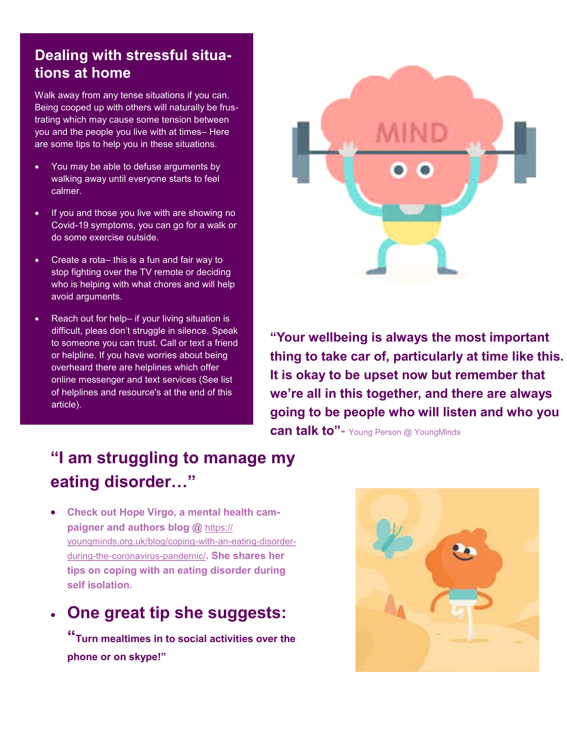## Dealing with stressful situations at home

Walk away from any tense situations if you can. Being cooped up with others will naturally be frustrating which may cause some tension between you and the people you live with at times– Here are some tips to help you in these situations.

- You may be able to defuse arguments by walking away until everyone starts to feel calmer.
- If you and those you live with are showing no Covid-19 symptoms, you can go for a walk or do some exercise outside.
- Create a rota– this is a fun and fair way to stop fighting over the TV remote or deciding who is helping with what chores and will help avoid arguments.
- Reach out for help– if your living situation is difficult, pleas don't struggle in silence. Speak to someone you can trust. Call or text a friend or helpline. If you have worries about being overheard there are helplines which offer online messenger and text services (See list of helplines and resource's at the end of this article).

**"Your wellbeing is always the most important thing to take car of, particularly at time like this. It is okay to be upset now but remember that we're all in this together, and there are always going to be people who will listen and who you can talk to"-** Young Person @ YoungMinds

## "I am struggling to manage my eating disorder…"

- **Check out Hope Virgo, a mental health campaigner and authors blog @** https://youngminds.org.uk/blog/coping-with-an-eating-disorder-during-the-coronavirus-pandemic/**. She shares her tips on coping with an eating disorder during self isolation.**
- **One great tip she suggests:**

  **"Turn mealtimes in to social activities over the phone or on skype!"**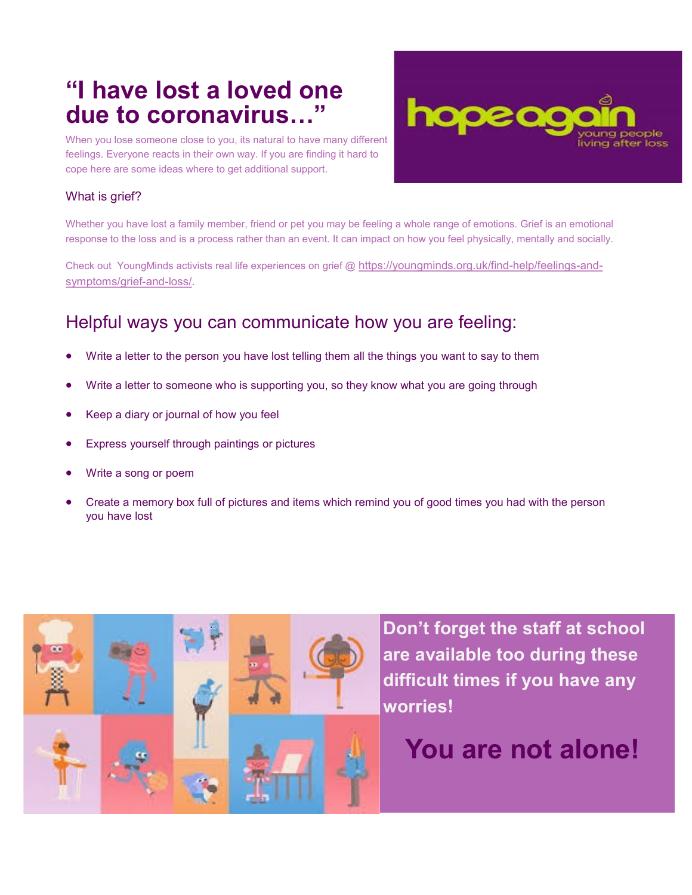# "I have lost a loved one due to coronavirus…"

When you lose someone close to you, its natural to have many different feelings. Everyone reacts in their own way. If you are finding it hard to cope here are some ideas where to get additional support.

hopeagain young people living after loss

## What is grief?

Whether you have lost a family member, friend or pet you may be feeling a whole range of emotions. Grief is an emotional response to the loss and is a process rather than an event. It can impact on how you feel physically, mentally and socially.

Check out YoungMinds activists real life experiences on grief @ https://youngminds.org.uk/find-help/feelings-and-symptoms/grief-and-loss/.

## Helpful ways you can communicate how you are feeling:

- Write a letter to the person you have lost telling them all the things you want to say to them
- Write a letter to someone who is supporting you, so they know what you are going through
- Keep a diary or journal of how you feel
- Express yourself through paintings or pictures
- Write a song or poem
- Create a memory box full of pictures and items which remind you of good times you had with the person you have lost

**Don't forget the staff at school are available too during these difficult times if you have any worries!**

**You are not alone!**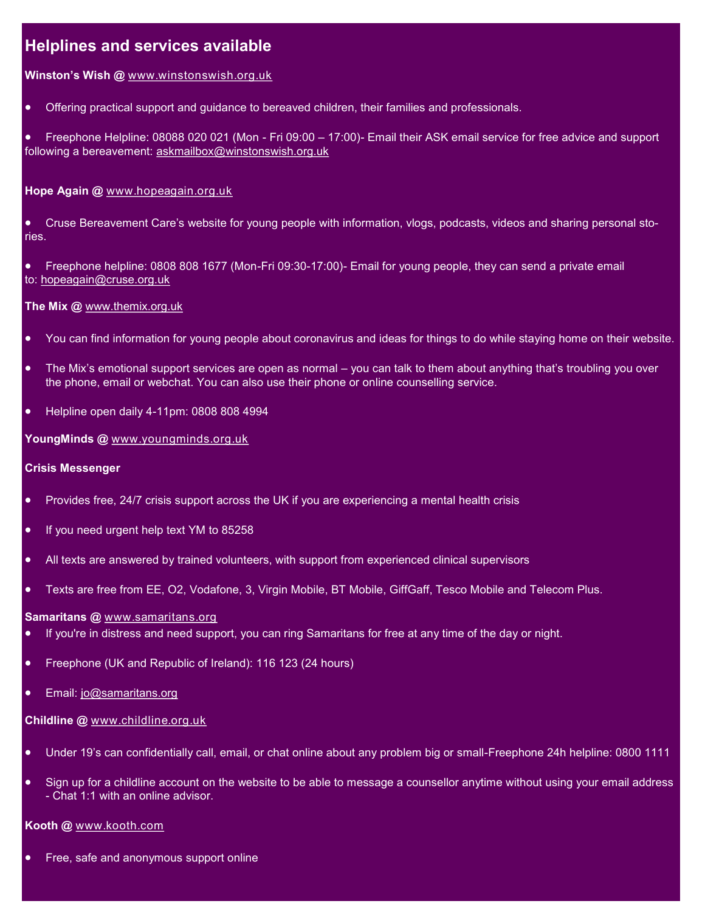## Helplines and services available

**Winston's Wish @** www.winstonswish.org.uk

- Offering practical support and guidance to bereaved children, their families and professionals.
- Freephone Helpline: 08088 020 021 (Mon - Fri 09:00 – 17:00)- Email their ASK email service for free advice and support following a bereavement: askmailbox@winstonswish.org.uk

**Hope Again @** www.hopeagain.org.uk

- Cruse Bereavement Care's website for young people with information, vlogs, podcasts, videos and sharing personal stories.
- Freephone helpline: 0808 808 1677 (Mon-Fri 09:30-17:00)- Email for young people, they can send a private email to: hopeagain@cruse.org.uk

**The Mix @** www.themix.org.uk

- You can find information for young people about coronavirus and ideas for things to do while staying home on their website.
- The Mix's emotional support services are open as normal – you can talk to them about anything that's troubling you over the phone, email or webchat. You can also use their phone or online counselling service.
- Helpline open daily 4-11pm: 0808 808 4994

**YoungMinds @** www.youngminds.org.uk

**Crisis Messenger**

- Provides free, 24/7 crisis support across the UK if you are experiencing a mental health crisis
- If you need urgent help text YM to 85258
- All texts are answered by trained volunteers, with support from experienced clinical supervisors
- Texts are free from EE, O2, Vodafone, 3, Virgin Mobile, BT Mobile, GiffGaff, Tesco Mobile and Telecom Plus.

**Samaritans @** www.samaritans.org

- If you're in distress and need support, you can ring Samaritans for free at any time of the day or night.
- Freephone (UK and Republic of Ireland): 116 123 (24 hours)
- Email: jo@samaritans.org

**Childline @** www.childline.org.uk

- Under 19's can confidentially call, email, or chat online about any problem big or small-Freephone 24h helpline: 0800 1111
- Sign up for a childline account on the website to be able to message a counsellor anytime without using your email address - Chat 1:1 with an online advisor.

**Kooth @** www.kooth.com

- Free, safe and anonymous support online